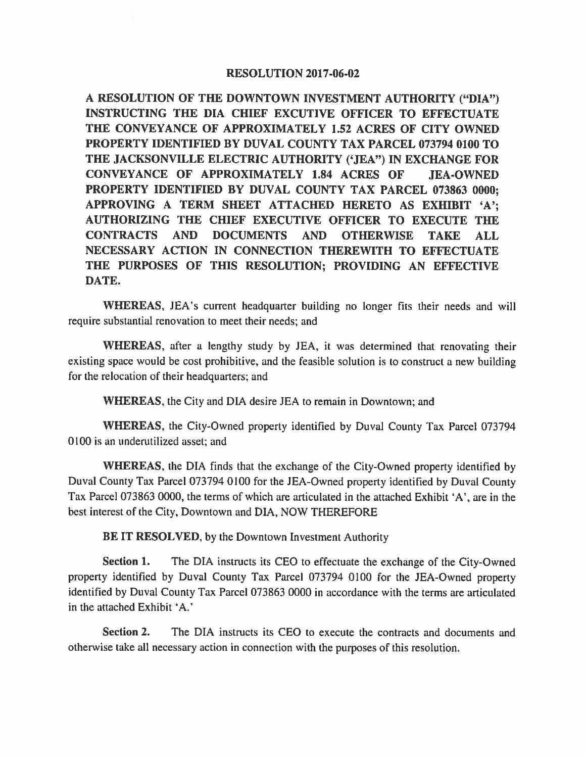# RESOLUTION 2017-06-02

**A RESOLUTION OF THE DOWNTOWN INVESTMENT AUTHORITY ("DIA") INSTRUCTING THE DIA CHIEF EXCUTIVE OFFICER TO EFFECTUATE THE CONVEYANCE OF APPROXIMATELY 1.52 ACRES OF CITY OWNED PROPERTY IDENTIFIED BY DUVAL COUNTY TAX PARCEL 073794 0100 TO THE JACKSONVILLE ELECTRIC AUTHORITY ('JEA") IN EXCHANGE FOR CONVEYANCE OF APPROXIMATELY 1.84 ACRES OF JEA-OWNED PROPERTY IDENTIFIED BY DUVAL COUNTY TAX PARCEL 073863 0000; APPROVING A TERM SHEET ATTACHED HERETO AS EXHIBIT 'A'; AUTHORIZING THE CHIEF EXECUTIVE OFFICER TO EXECUTE THE CONTRACTS AND DOCUMENTS AND OTHERWISE TAKE ALL NECESSARY ACTION IN CONNECTION THEREWITH TO EFFECTUATE THE PURPOSES OF THIS RESOLUTION; PROVIDING AN EFFECTIVE DATE.**

**WHEREAS**, JEA's current headquarter building no longer fits their needs and will require substantial renovation to meet their needs; and

**WHEREAS**, after a lengthy study by JEA, it was determined that renovating their existing space would be cost prohibitive, and the feasible solution is to construct a new building for the relocation of their headquarters; and

**WHEREAS**, the City and DIA desire JEA to remain in Downtown; and

**WHEREAS**, the City-Owned property identified by Duval County Tax Parcel 073794 0100 is an underutilized asset; and

**WHEREAS**, the DIA finds that the exchange of the City-Owned property identified by Duval County Tax Parcel 073794 0100 for the JEA-Owned property identified by Duval County Tax Parcel 073863 0000, the terms of which are articulated in the attached Exhibit 'A', are in the best interest of the City, Downtown and DIA, NOW THEREFORE

**BE IT RESOLVED**, by the Downtown Investment Authority

**Section 1.** The DIA instructs its CEO to effectuate the exchange of the City-Owned property identified by Duval County Tax Parcel 073794 0100 for the JEA-Owned property identified by Duval County Tax Parcel 073863 0000 in accordance with the terms are articulated in the attached Exhibit 'A.'

**Section 2.** The DIA instructs its CEO to execute the contracts and documents and otherwise take all necessary action in connection with the purposes of this resolution.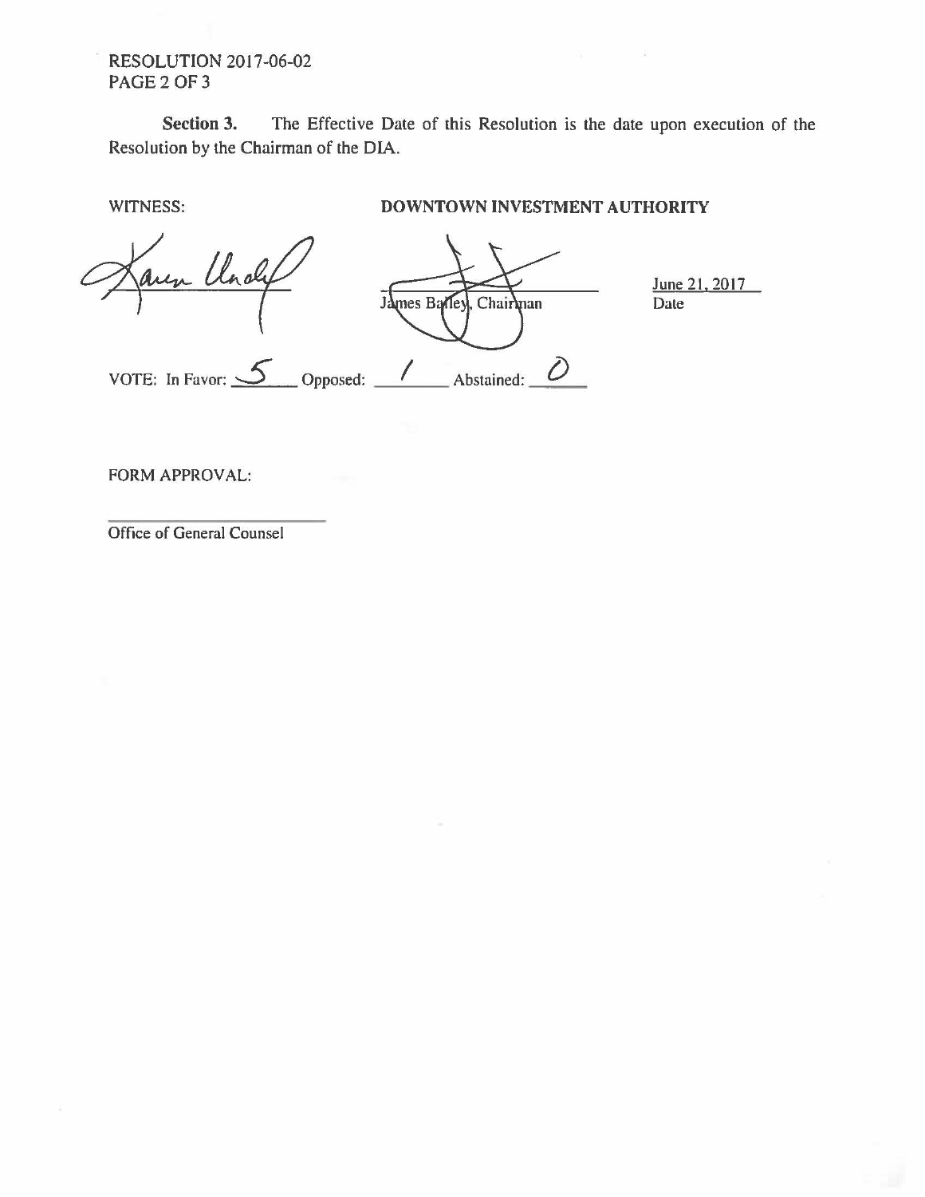RESOLUTION 2017-06-02

**Section 3.** The Effective Date of this Resolution is the date upon execution of the Resolution by the Chairman of the DIA.

WITNESS:

**DOWNTOWN INVESTMENT AUTHORITY**

James Bailey, Chairman

June 21, 2017
Date

VOTE: In Favor: 5 Opposed: 1 Abstained: 0

FORM APPROVAL:

Office of General Counsel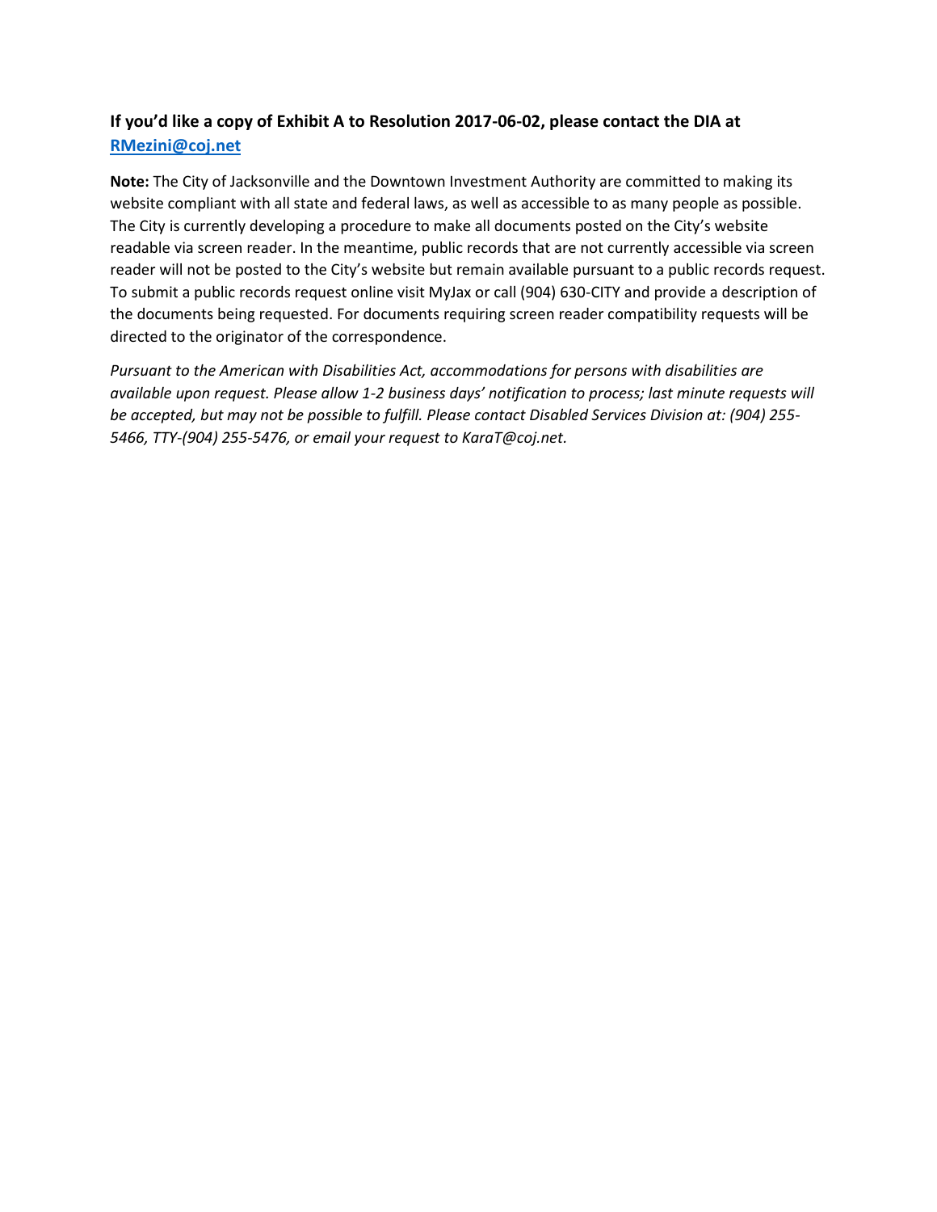**If you'd like a copy of Exhibit A to Resolution 2017-06-02, please contact the DIA at [RMezini@coj.net](mailto:RMezini@coj.net)**

**Note:** The City of Jacksonville and the Downtown Investment Authority are committed to making its website compliant with all state and federal laws, as well as accessible to as many people as possible. The City is currently developing a procedure to make all documents posted on the City's website readable via screen reader. In the meantime, public records that are not currently accessible via screen reader will not be posted to the City's website but remain available pursuant to a public records request. To submit a public records request online visit MyJax or call (904) 630-CITY and provide a description of the documents being requested. For documents requiring screen reader compatibility requests will be directed to the originator of the correspondence.

*Pursuant to the American with Disabilities Act, accommodations for persons with disabilities are available upon request. Please allow 1-2 business days' notification to process; last minute requests will be accepted, but may not be possible to fulfill. Please contact Disabled Services Division at: (904) 255-5466, TTY-(904) 255-5476, or email your request to KaraT@coj.net.*